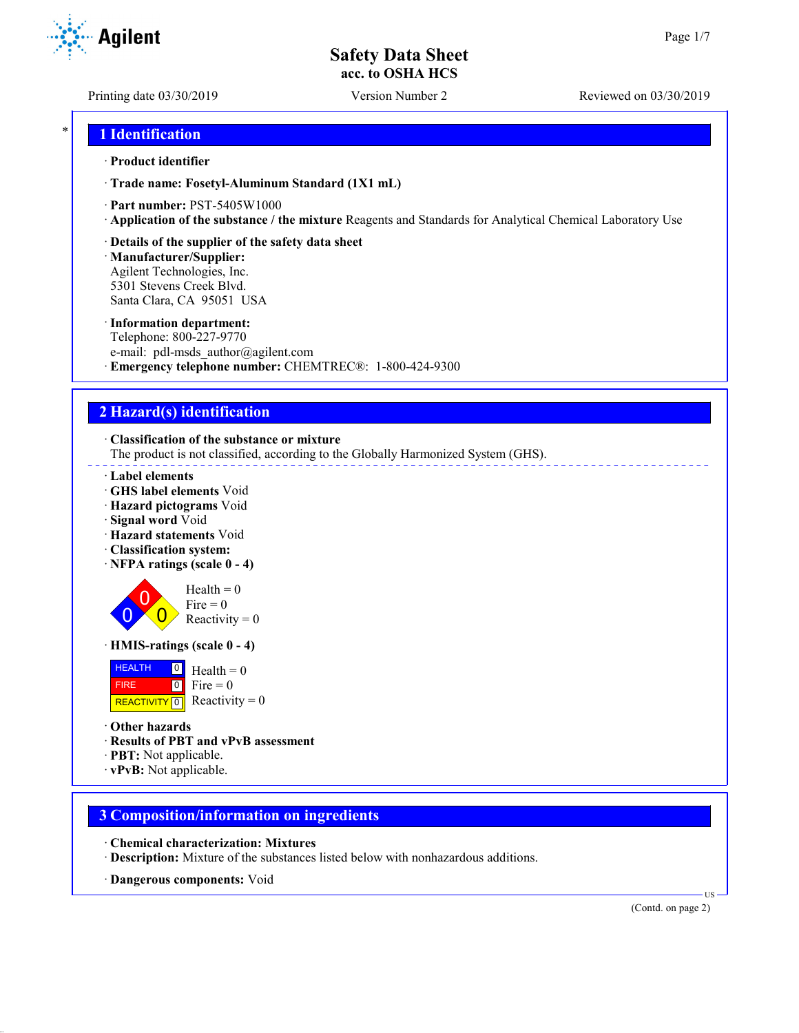# Safety Data Sheet
**acc. to OSHA HCS**

Printing date 03/30/2019 | Version Number 2 | Reviewed on 03/30/2019

## 1 Identification

· **Product identifier**

· **Trade name: Fosetyl-Aluminum Standard (1X1 mL)**

· **Part number:** PST-5405W1000
· **Application of the substance / the mixture** Reagents and Standards for Analytical Chemical Laboratory Use

· **Details of the supplier of the safety data sheet**
· **Manufacturer/Supplier:**
Agilent Technologies, Inc.
5301 Stevens Creek Blvd.
Santa Clara, CA 95051 USA

· **Information department:**
Telephone: 800-227-9770
e-mail: pdl-msds_author@agilent.com
· **Emergency telephone number:** CHEMTREC®: 1-800-424-9300

## 2 Hazard(s) identification

· **Classification of the substance or mixture**
The product is not classified, according to the Globally Harmonized System (GHS).

· **Label elements**
· **GHS label elements** Void
· **Hazard pictograms** Void
· **Signal word** Void
· **Hazard statements** Void
· **Classification system:**
· **NFPA ratings (scale 0 - 4)**

Health = 0
Fire = 0
Reactivity = 0

· **HMIS-ratings (scale 0 - 4)**

| | | |
|---|---|---|
| HEALTH | 0 | Health = 0 |
| FIRE | 0 | Fire = 0 |
| REACTIVITY | 0 | Reactivity = 0 |

· **Other hazards**
· **Results of PBT and vPvB assessment**
· **PBT:** Not applicable.
· **vPvB:** Not applicable.

## 3 Composition/information on ingredients

· **Chemical characterization: Mixtures**
· **Description:** Mixture of the substances listed below with nonhazardous additions.

· **Dangerous components:** Void

(Contd. on page 2)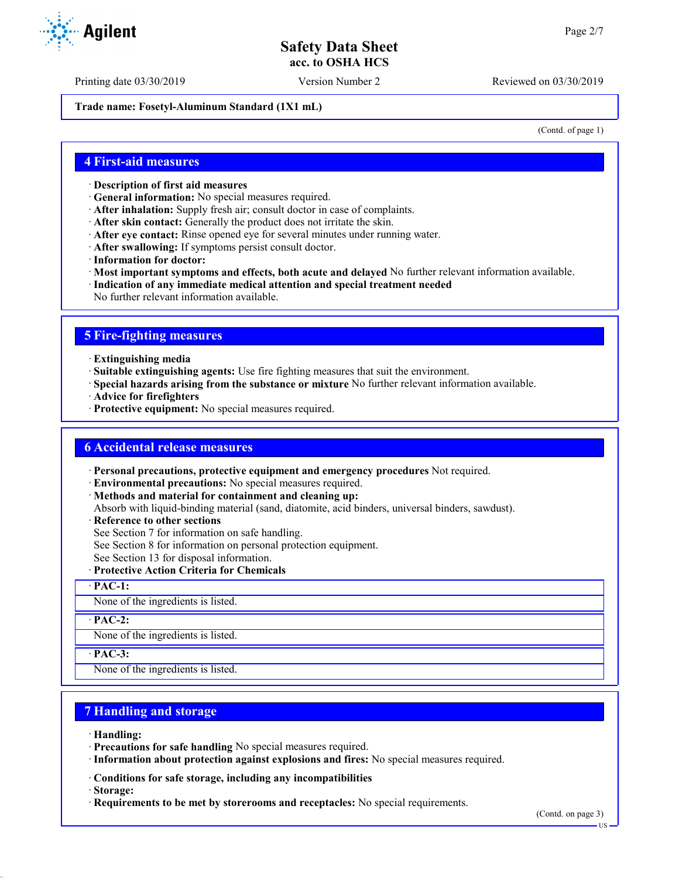Trade name: Fosetyl-Aluminum Standard (1X1 mL)

(Contd. of page 1)

## 4 First-aid measures

· **Description of first aid measures**
· **General information:** No special measures required.
· **After inhalation:** Supply fresh air; consult doctor in case of complaints.
· **After skin contact:** Generally the product does not irritate the skin.
· **After eye contact:** Rinse opened eye for several minutes under running water.
· **After swallowing:** If symptoms persist consult doctor.
· **Information for doctor:**
· **Most important symptoms and effects, both acute and delayed** No further relevant information available.
· **Indication of any immediate medical attention and special treatment needed**
No further relevant information available.

## 5 Fire-fighting measures

· **Extinguishing media**
· **Suitable extinguishing agents:** Use fire fighting measures that suit the environment.
· **Special hazards arising from the substance or mixture** No further relevant information available.
· **Advice for firefighters**
· **Protective equipment:** No special measures required.

## 6 Accidental release measures

· **Personal precautions, protective equipment and emergency procedures** Not required.
· **Environmental precautions:** No special measures required.
· **Methods and material for containment and cleaning up:**
Absorb with liquid-binding material (sand, diatomite, acid binders, universal binders, sawdust).
· **Reference to other sections**
See Section 7 for information on safe handling.
See Section 8 for information on personal protection equipment.
See Section 13 for disposal information.
· **Protective Action Criteria for Chemicals**

· **PAC-1:**
None of the ingredients is listed.

· **PAC-2:**
None of the ingredients is listed.

· **PAC-3:**
None of the ingredients is listed.

## 7 Handling and storage

· **Handling:**
· **Precautions for safe handling** No special measures required.
· **Information about protection against explosions and fires:** No special measures required.

· **Conditions for safe storage, including any incompatibilities**
· **Storage:**
· **Requirements to be met by storerooms and receptacles:** No special requirements.

(Contd. on page 3)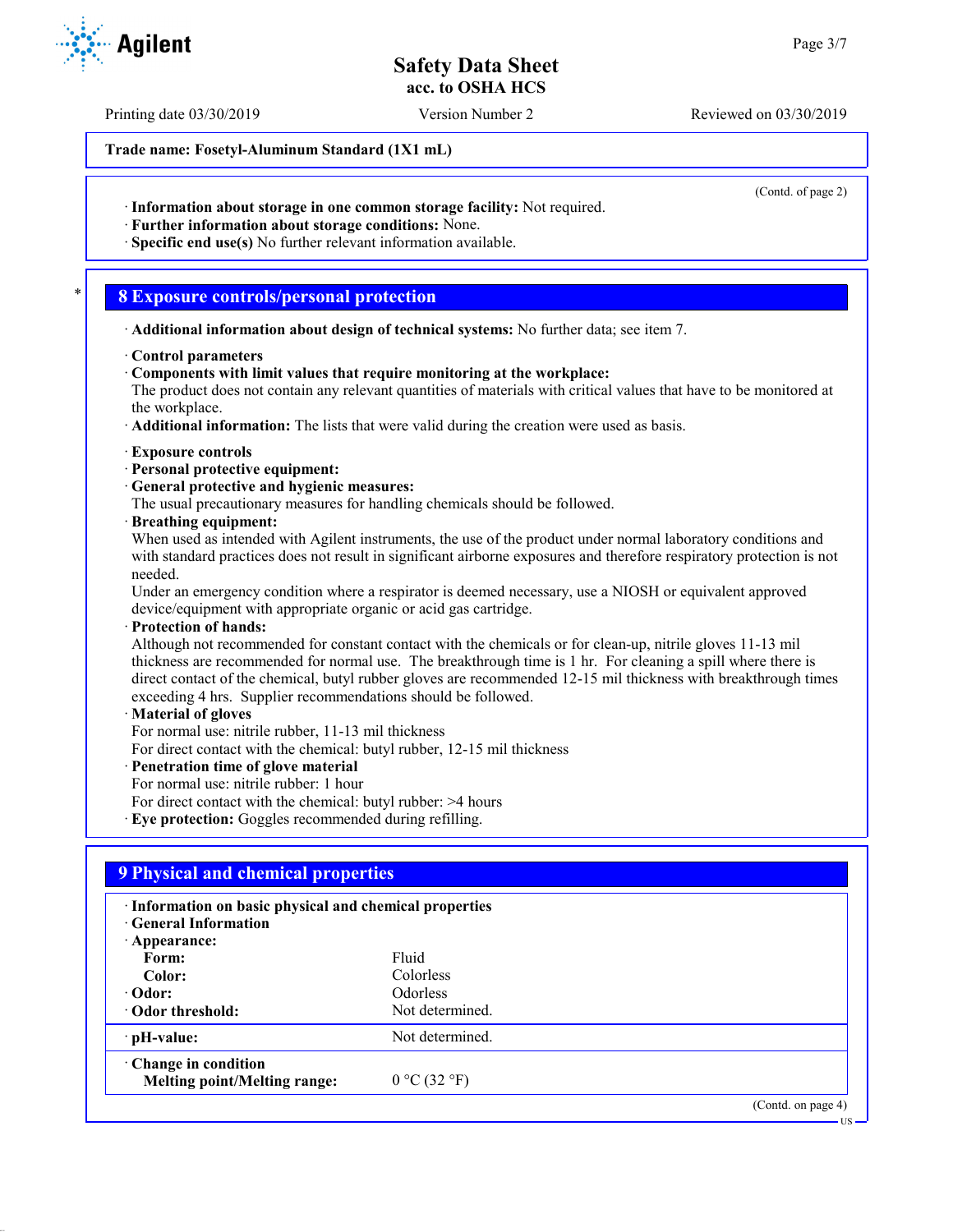Trade name: Fosetyl-Aluminum Standard (1X1 mL)

(Contd. of page 2)

· **Information about storage in one common storage facility:** Not required.
· **Further information about storage conditions:** None.
· **Specific end use(s)** No further relevant information available.

## * 8 Exposure controls/personal protection

· **Additional information about design of technical systems:** No further data; see item 7.

· **Control parameters**
· **Components with limit values that require monitoring at the workplace:**
The product does not contain any relevant quantities of materials with critical values that have to be monitored at the workplace.
· **Additional information:** The lists that were valid during the creation were used as basis.

· **Exposure controls**
· **Personal protective equipment:**
· **General protective and hygienic measures:**
The usual precautionary measures for handling chemicals should be followed.
· **Breathing equipment:**
When used as intended with Agilent instruments, the use of the product under normal laboratory conditions and with standard practices does not result in significant airborne exposures and therefore respiratory protection is not needed.
Under an emergency condition where a respirator is deemed necessary, use a NIOSH or equivalent approved device/equipment with appropriate organic or acid gas cartridge.
· **Protection of hands:**
Although not recommended for constant contact with the chemicals or for clean-up, nitrile gloves 11-13 mil thickness are recommended for normal use. The breakthrough time is 1 hr. For cleaning a spill where there is direct contact of the chemical, butyl rubber gloves are recommended 12-15 mil thickness with breakthrough times exceeding 4 hrs. Supplier recommendations should be followed.
· **Material of gloves**
For normal use: nitrile rubber, 11-13 mil thickness
For direct contact with the chemical: butyl rubber, 12-15 mil thickness
· **Penetration time of glove material**
For normal use: nitrile rubber: 1 hour
For direct contact with the chemical: butyl rubber: >4 hours
· **Eye protection:** Goggles recommended during refilling.

## 9 Physical and chemical properties

| · **Information on basic physical and chemical properties** | |
|---|---|
| · **General Information** | |
| · **Appearance:** | |
| **Form:** | Fluid |
| **Color:** | Colorless |
| · **Odor:** | Odorless |
| · **Odor threshold:** | Not determined. |
| · **pH-value:** | Not determined. |
| · **Change in condition** | |
| **Melting point/Melting range:** | 0 °C (32 °F) |

(Contd. on page 4)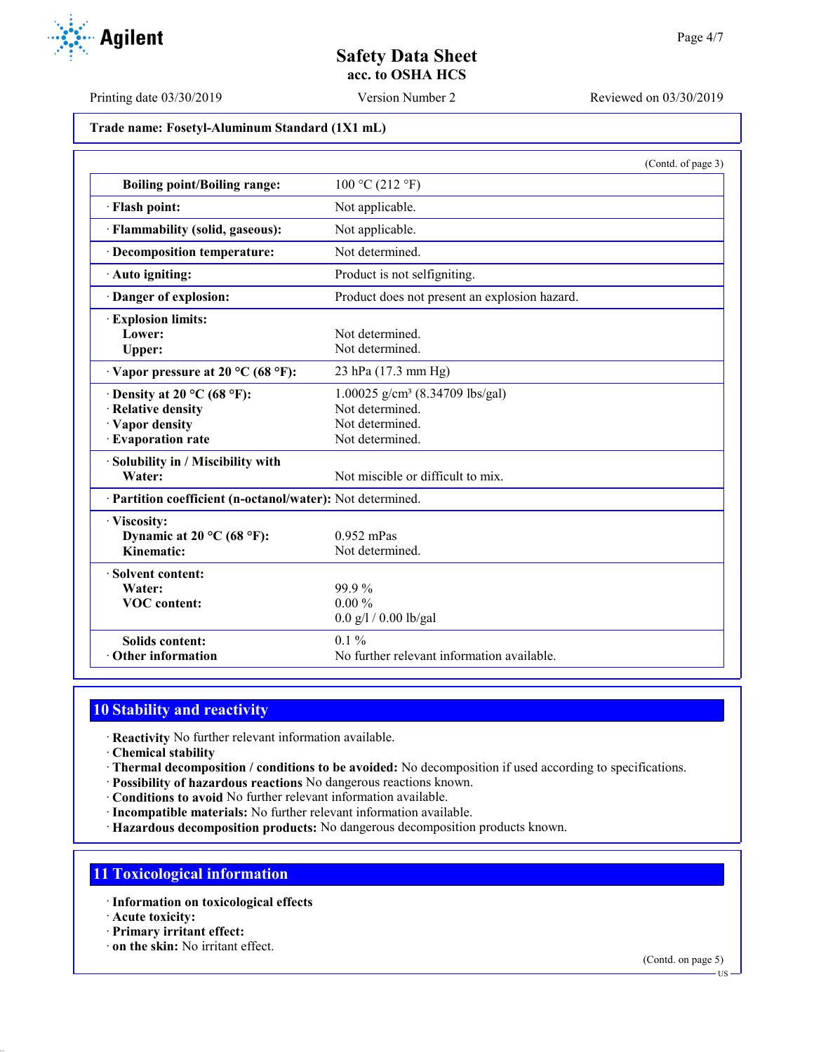Trade name: Fosetyl-Aluminum Standard (1X1 mL)

(Contd. of page 3)

| | |
|---|---|
| **Boiling point/Boiling range:** | 100 °C (212 °F) |
| · **Flash point:** | Not applicable. |
| · **Flammability (solid, gaseous):** | Not applicable. |
| · **Decomposition temperature:** | Not determined. |
| · **Auto igniting:** | Product is not selfigniting. |
| · **Danger of explosion:** | Product does not present an explosion hazard. |
| · **Explosion limits:** | |
| **Lower:** | Not determined. |
| **Upper:** | Not determined. |
| · **Vapor pressure at 20 °C (68 °F):** | 23 hPa (17.3 mm Hg) |
| · **Density at 20 °C (68 °F):** | 1.00025 g/cm³ (8.34709 lbs/gal) |
| · **Relative density** | Not determined. |
| · **Vapor density** | Not determined. |
| · **Evaporation rate** | Not determined. |
| · **Solubility in / Miscibility with** | |
| **Water:** | Not miscible or difficult to mix. |
| · **Partition coefficient (n-octanol/water):** | Not determined. |
| · **Viscosity:** | |
| **Dynamic at 20 °C (68 °F):** | 0.952 mPas |
| **Kinematic:** | Not determined. |
| · **Solvent content:** | |
| **Water:** | 99.9 % |
| **VOC content:** | 0.00 % |
| | 0.0 g/l / 0.00 lb/gal |
| **Solids content:** | 0.1 % |
| · **Other information** | No further relevant information available. |

## 10 Stability and reactivity

· **Reactivity** No further relevant information available.
· **Chemical stability**
· **Thermal decomposition / conditions to be avoided:** No decomposition if used according to specifications.
· **Possibility of hazardous reactions** No dangerous reactions known.
· **Conditions to avoid** No further relevant information available.
· **Incompatible materials:** No further relevant information available.
· **Hazardous decomposition products:** No dangerous decomposition products known.

## 11 Toxicological information

· **Information on toxicological effects**
· **Acute toxicity:**
· **Primary irritant effect:**
· **on the skin:** No irritant effect.

(Contd. on page 5)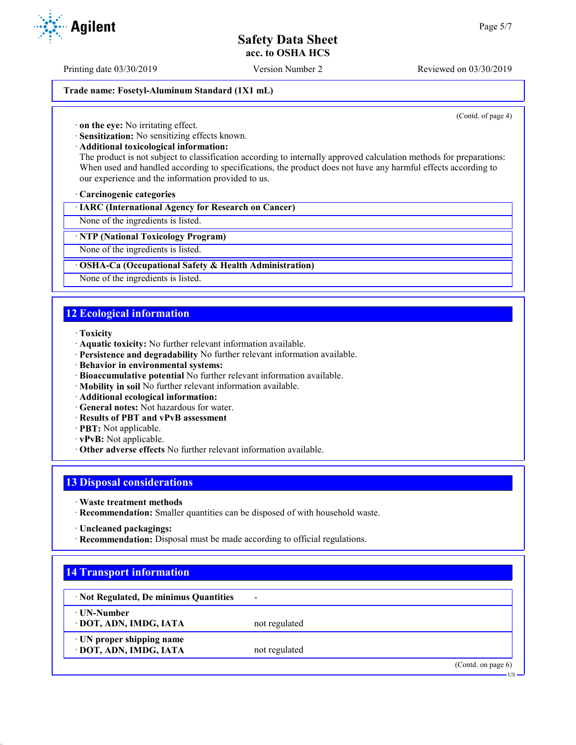**Trade name: Fosetyl-Aluminum Standard (1X1 mL)**

(Contd. of page 4)

· **on the eye:** No irritating effect.
· **Sensitization:** No sensitizing effects known.
· **Additional toxicological information:**
The product is not subject to classification according to internally approved calculation methods for preparations:
When used and handled according to specifications, the product does not have any harmful effects according to our experience and the information provided to us.

· **Carcinogenic categories**

| · IARC (International Agency for Research on Cancer) |
|---|
| None of the ingredients is listed. |

| · NTP (National Toxicology Program) |
|---|
| None of the ingredients is listed. |

| · OSHA-Ca (Occupational Safety & Health Administration) |
|---|
| None of the ingredients is listed. |

## 12 Ecological information

· **Toxicity**
· **Aquatic toxicity:** No further relevant information available.
· **Persistence and degradability** No further relevant information available.
· **Behavior in environmental systems:**
· **Bioaccumulative potential** No further relevant information available.
· **Mobility in soil** No further relevant information available.
· **Additional ecological information:**
· **General notes:** Not hazardous for water.
· **Results of PBT and vPvB assessment**
· **PBT:** Not applicable.
· **vPvB:** Not applicable.
· **Other adverse effects** No further relevant information available.

## 13 Disposal considerations

· **Waste treatment methods**
· **Recommendation:** Smaller quantities can be disposed of with household waste.

· **Uncleaned packagings:**
· **Recommendation:** Disposal must be made according to official regulations.

## 14 Transport information

| · Not Regulated, De minimus Quantities | - |
|---|---|
| · UN-Number<br>· DOT, ADN, IMDG, IATA | not regulated |
| · UN proper shipping name<br>· DOT, ADN, IMDG, IATA | not regulated |

(Contd. on page 6)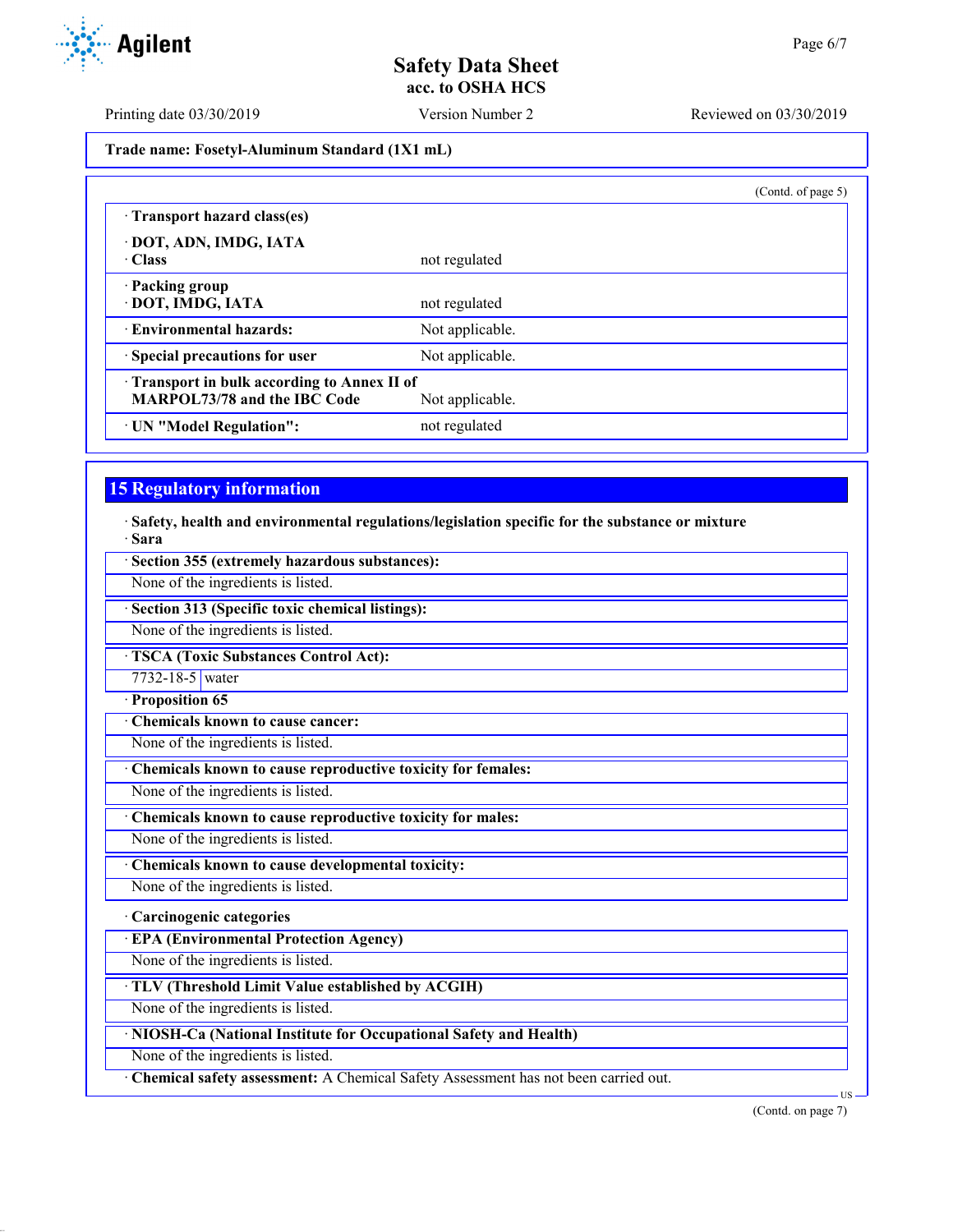**Trade name: Fosetyl-Aluminum Standard (1X1 mL)**

(Contd. of page 5)

| · **Transport hazard class(es)** | |
|---|---|
| · **DOT, ADN, IMDG, IATA** | |
| · **Class** | not regulated |
| · **Packing group** | |
| · **DOT, IMDG, IATA** | not regulated |
| · **Environmental hazards:** | Not applicable. |
| · **Special precautions for user** | Not applicable. |
| · **Transport in bulk according to Annex II of MARPOL73/78 and the IBC Code** | Not applicable. |
| · **UN "Model Regulation":** | not regulated |

## 15 Regulatory information

· **Safety, health and environmental regulations/legislation specific for the substance or mixture**

· **Sara**

· **Section 355 (extremely hazardous substances):**

None of the ingredients is listed.

· **Section 313 (Specific toxic chemical listings):**

None of the ingredients is listed.

· **TSCA (Toxic Substances Control Act):**

| 7732-18-5 | water |
|---|---|

· **Proposition 65**

· **Chemicals known to cause cancer:**

None of the ingredients is listed.

· **Chemicals known to cause reproductive toxicity for females:**

None of the ingredients is listed.

· **Chemicals known to cause reproductive toxicity for males:**

None of the ingredients is listed.

· **Chemicals known to cause developmental toxicity:**

None of the ingredients is listed.

· **Carcinogenic categories**

· **EPA (Environmental Protection Agency)**

None of the ingredients is listed.

· **TLV (Threshold Limit Value established by ACGIH)**

None of the ingredients is listed.

· **NIOSH-Ca (National Institute for Occupational Safety and Health)**

None of the ingredients is listed.

· **Chemical safety assessment:** A Chemical Safety Assessment has not been carried out.

(Contd. on page 7)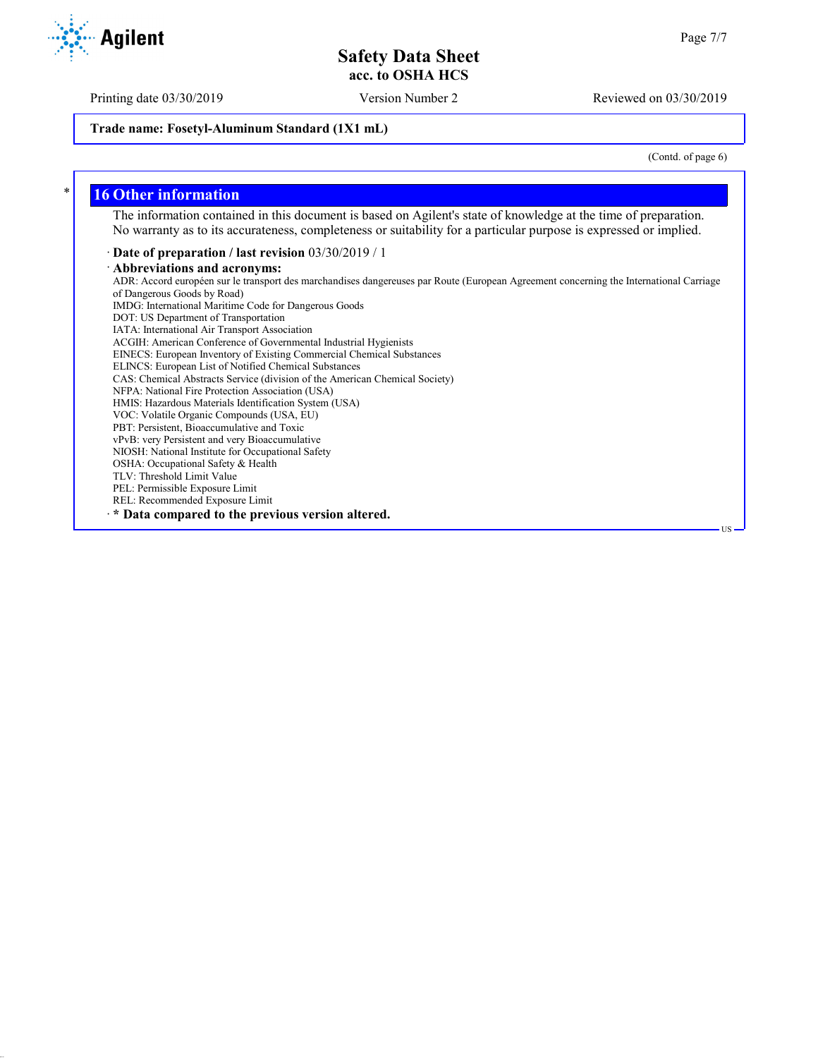Trade name: Fosetyl-Aluminum Standard (1X1 mL)

(Contd. of page 6)

## 16 Other information

The information contained in this document is based on Agilent's state of knowledge at the time of preparation. No warranty as to its accurateness, completeness or suitability for a particular purpose is expressed or implied.

· **Date of preparation / last revision** 03/30/2019 / 1

· **Abbreviations and acronyms:**

ADR: Accord européen sur le transport des marchandises dangereuses par Route (European Agreement concerning the International Carriage of Dangerous Goods by Road)
IMDG: International Maritime Code for Dangerous Goods
DOT: US Department of Transportation
IATA: International Air Transport Association
ACGIH: American Conference of Governmental Industrial Hygienists
EINECS: European Inventory of Existing Commercial Chemical Substances
ELINCS: European List of Notified Chemical Substances
CAS: Chemical Abstracts Service (division of the American Chemical Society)
NFPA: National Fire Protection Association (USA)
HMIS: Hazardous Materials Identification System (USA)
VOC: Volatile Organic Compounds (USA, EU)
PBT: Persistent, Bioaccumulative and Toxic
vPvB: very Persistent and very Bioaccumulative
NIOSH: National Institute for Occupational Safety
OSHA: Occupational Safety & Health
TLV: Threshold Limit Value
PEL: Permissible Exposure Limit
REL: Recommended Exposure Limit

· **\* Data compared to the previous version altered.**